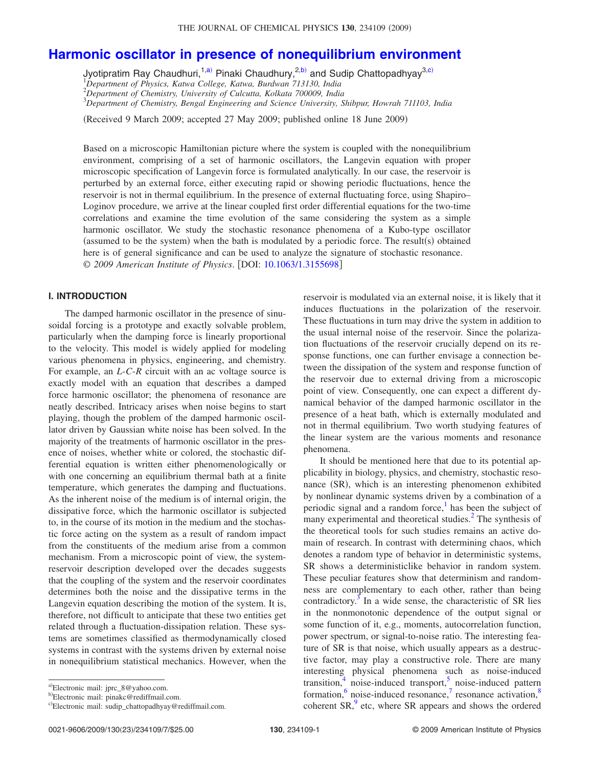# Harmonic oscillator in presence of nonequilibrium environment

Jyotipratim Ray Chaudhuri,[1,a)] Pinaki Chaudhury,[2,b)] and Sudip Chattopadhyay[3,c)]

[1]*Department of Physics, Katwa College, Katwa, Burdwan 713130, India*
[2]*Department of Chemistry, University of Calcutta, Kolkata 700009, India*
[3]*Department of Chemistry, Bengal Engineering and Science University, Shibpur, Howrah 711103, India*

(Received 9 March 2009; accepted 27 May 2009; published online 18 June 2009)

Based on a microscopic Hamiltonian picture where the system is coupled with the nonequilibrium environment, comprising of a set of harmonic oscillators, the Langevin equation with proper microscopic specification of Langevin force is formulated analytically. In our case, the reservoir is perturbed by an external force, either executing rapid or showing periodic fluctuations, hence the reservoir is not in thermal equilibrium. In the presence of external fluctuating force, using Shapiro–Loginov procedure, we arrive at the linear coupled first order differential equations for the two-time correlations and examine the time evolution of the same considering the system as a simple harmonic oscillator. We study the stochastic resonance phenomena of a Kubo-type oscillator (assumed to be the system) when the bath is modulated by a periodic force. The result(s) obtained here is of general significance and can be used to analyze the signature of stochastic resonance. *© 2009 American Institute of Physics*. [DOI: 10.1063/1.3155698]

## I. INTRODUCTION

The damped harmonic oscillator in the presence of sinusoidal forcing is a prototype and exactly solvable problem, particularly when the damping force is linearly proportional to the velocity. This model is widely applied for modeling various phenomena in physics, engineering, and chemistry. For example, an *L*-*C*-*R* circuit with an ac voltage source is exactly model with an equation that describes a damped force harmonic oscillator; the phenomena of resonance are neatly described. Intricacy arises when noise begins to start playing, though the problem of the damped harmonic oscillator driven by Gaussian white noise has been solved. In the majority of the treatments of harmonic oscillator in the presence of noises, whether white or colored, the stochastic differential equation is written either phenomenologically or with one concerning an equilibrium thermal bath at a finite temperature, which generates the damping and fluctuations. As the inherent noise of the medium is of internal origin, the dissipative force, which the harmonic oscillator is subjected to, in the course of its motion in the medium and the stochastic force acting on the system as a result of random impact from the constituents of the medium arise from a common mechanism. From a microscopic point of view, the system-reservoir description developed over the decades suggests that the coupling of the system and the reservoir coordinates determines both the noise and the dissipative terms in the Langevin equation describing the motion of the system. It is, therefore, not difficult to anticipate that these two entities get related through a fluctuation-dissipation relation. These systems are sometimes classified as thermodynamically closed systems in contrast with the systems driven by external noise in nonequilibrium statistical mechanics. However, when the reservoir is modulated via an external noise, it is likely that it induces fluctuations in the polarization of the reservoir. These fluctuations in turn may drive the system in addition to the usual internal noise of the reservoir. Since the polarization fluctuations of the reservoir crucially depend on its response functions, one can further envisage a connection between the dissipation of the system and response function of the reservoir due to external driving from a microscopic point of view. Consequently, one can expect a different dynamical behavior of the damped harmonic oscillator in the presence of a heat bath, which is externally modulated and not in thermal equilibrium. Two worth studying features of the linear system are the various moments and resonance phenomena.

It should be mentioned here that due to its potential applicability in biology, physics, and chemistry, stochastic resonance (SR), which is an interesting phenomenon exhibited by nonlinear dynamic systems driven by a combination of a periodic signal and a random force,[1] has been the subject of many experimental and theoretical studies.[2] The synthesis of the theoretical tools for such studies remains an active domain of research. In contrast with determining chaos, which denotes a random type of behavior in deterministic systems, SR shows a deterministiclike behavior in random system. These peculiar features show that determinism and randomness are complementary to each other, rather than being contradictory.[3] In a wide sense, the characteristic of SR lies in the nonmonotonic dependence of the output signal or some function of it, e.g., moments, autocorrelation function, power spectrum, or signal-to-noise ratio. The interesting feature of SR is that noise, which usually appears as a destructive factor, may play a constructive role. There are many interesting physical phenomena such as noise-induced transition,[4] noise-induced transport,[5] noise-induced pattern formation,[6] noise-induced resonance,[7] resonance activation,[8] coherent SR,[9] etc, where SR appears and shows the ordered

[a)]Electronic mail: jprc_8@yahoo.com.
[b)]Electronic mail: pinakc@rediffmail.com.
[c)]Electronic mail: sudip_chattopadhyay@rediffmail.com.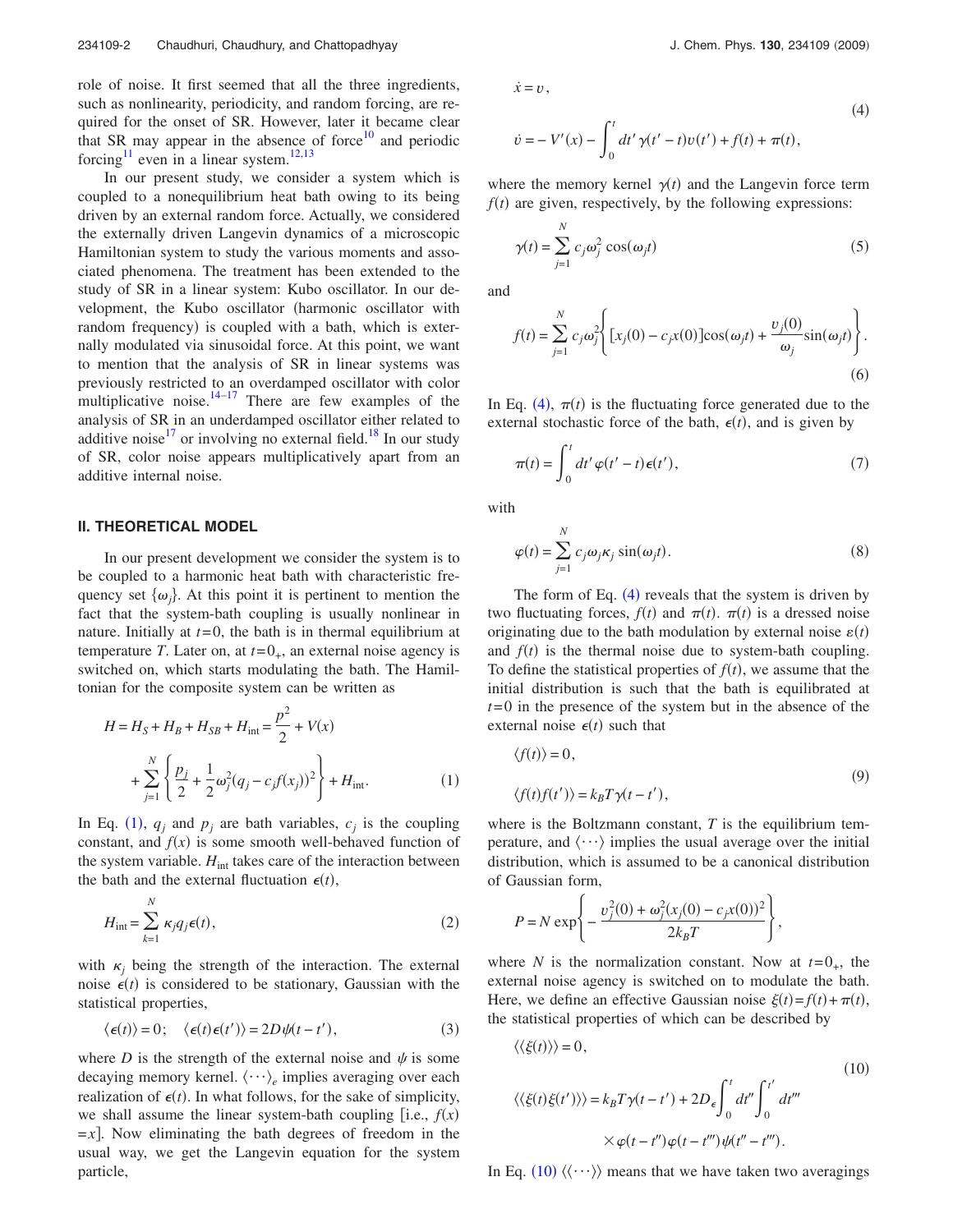role of noise. It first seemed that all the three ingredients, such as nonlinearity, periodicity, and random forcing, are required for the onset of SR. However, later it became clear that SR may appear in the absence of force[10] and periodic forcing[11] even in a linear system.[12,13]

In our present study, we consider a system which is coupled to a nonequilibrium heat bath owing to its being driven by an external random force. Actually, we considered the externally driven Langevin dynamics of a microscopic Hamiltonian system to study the various moments and associated phenomena. The treatment has been extended to the study of SR in a linear system: Kubo oscillator. In our development, the Kubo oscillator (harmonic oscillator with random frequency) is coupled with a bath, which is externally modulated via sinusoidal force. At this point, we want to mention that the analysis of SR in linear systems was previously restricted to an overdamped oscillator with color multiplicative noise.[14–17] There are few examples of the analysis of SR in an underdamped oscillator either related to additive noise[17] or involving no external field.[18] In our study of SR, color noise appears multiplicatively apart from an additive internal noise.

## II. THEORETICAL MODEL

In our present development we consider the system is to be coupled to a harmonic heat bath with characteristic frequency set $\{\omega_j\}$. At this point it is pertinent to mention the fact that the system-bath coupling is usually nonlinear in nature. Initially at $t=0$, the bath is in thermal equilibrium at temperature $T$. Later on, at $t=0_+$, an external noise agency is switched on, which starts modulating the bath. The Hamiltonian for the composite system can be written as

$$H = H_S + H_B + H_{SB} + H_{\text{int}} = \frac{p^2}{2} + V(x) + \sum_{j=1}^{N} \left\{ \frac{p_j}{2} + \frac{1}{2}\omega_j^2 (q_j - c_j f(x_j))^2 \right\} + H_{\text{int}}. \tag{1}$$

In Eq. (1), $q_j$ and $p_j$ are bath variables, $c_j$ is the coupling constant, and $f(x)$ is some smooth well-behaved function of the system variable. $H_{\text{int}}$ takes care of the interaction between the bath and the external fluctuation $\epsilon(t)$,

$$H_{\text{int}} = \sum_{k=1}^{N} \kappa_j q_j \epsilon(t), \tag{2}$$

with $\kappa_j$ being the strength of the interaction. The external noise $\epsilon(t)$ is considered to be stationary, Gaussian with the statistical properties,

$$\langle \epsilon(t) \rangle = 0; \quad \langle \epsilon(t)\epsilon(t') \rangle = 2D\psi(t-t'), \tag{3}$$

where $D$ is the strength of the external noise and $\psi$ is some decaying memory kernel. $\langle \cdots \rangle_e$ implies averaging over each realization of $\epsilon(t)$. In what follows, for the sake of simplicity, we shall assume the linear system-bath coupling [i.e., $f(x) = x$]. Now eliminating the bath degrees of freedom in the usual way, we get the Langevin equation for the system particle,

$$\begin{aligned} \dot{x} &= v, \\ \dot{v} &= -V'(x) - \int_0^t dt' \gamma(t'-t) v(t') + f(t) + \pi(t), \end{aligned} \tag{4}$$

where the memory kernel $\gamma(t)$ and the Langevin force term $f(t)$ are given, respectively, by the following expressions:

$$\gamma(t) = \sum_{j=1}^{N} c_j \omega_j^2 \cos(\omega_j t) \tag{5}$$

and

$$f(t) = \sum_{j=1}^{N} c_j \omega_j^2 \left\{ [x_j(0) - c_j x(0)] \cos(\omega_j t) + \frac{v_j(0)}{\omega_j} \sin(\omega_j t) \right\}. \tag{6}$$

In Eq. (4), $\pi(t)$ is the fluctuating force generated due to the external stochastic force of the bath, $\epsilon(t)$, and is given by

$$\pi(t) = \int_0^t dt' \varphi(t'-t) \epsilon(t'), \tag{7}$$

with

$$\varphi(t) = \sum_{j=1}^{N} c_j \omega_j \kappa_j \sin(\omega_j t). \tag{8}$$

The form of Eq. (4) reveals that the system is driven by two fluctuating forces, $f(t)$ and $\pi(t)$. $\pi(t)$ is a dressed noise originating due to the bath modulation by external noise $\varepsilon(t)$ and $f(t)$ is the thermal noise due to system-bath coupling. To define the statistical properties of $f(t)$, we assume that the initial distribution is such that the bath is equilibrated at $t=0$ in the presence of the system but in the absence of the external noise $\epsilon(t)$ such that

$$\begin{aligned} &\langle f(t) \rangle = 0, \\ &\langle f(t) f(t') \rangle = k_B T \gamma(t-t'), \end{aligned} \tag{9}$$

where is the Boltzmann constant, $T$ is the equilibrium temperature, and $\langle \cdots \rangle$ implies the usual average over the initial distribution, which is assumed to be a canonical distribution of Gaussian form,

$$P = N \exp\left\{ -\frac{v_j^2(0) + \omega_j^2 (x_j(0) - c_j x(0))^2}{2k_B T} \right\},$$

where $N$ is the normalization constant. Now at $t=0_+$, the external noise agency is switched on to modulate the bath. Here, we define an effective Gaussian noise $\xi(t) = f(t) + \pi(t)$, the statistical properties of which can be described by

$$\begin{aligned} &\langle\langle \xi(t) \rangle\rangle = 0, \\ &\langle\langle \xi(t)\xi(t') \rangle\rangle = k_B T \gamma(t-t') + 2D_\epsilon \int_0^t dt'' \int_0^{t'} dt''' \\ &\qquad \times \varphi(t-t'')\varphi(t-t''')\psi(t''-t'''). \end{aligned} \tag{10}$$

In Eq. (10) $\langle\langle \cdots \rangle\rangle$ means that we have taken two averagings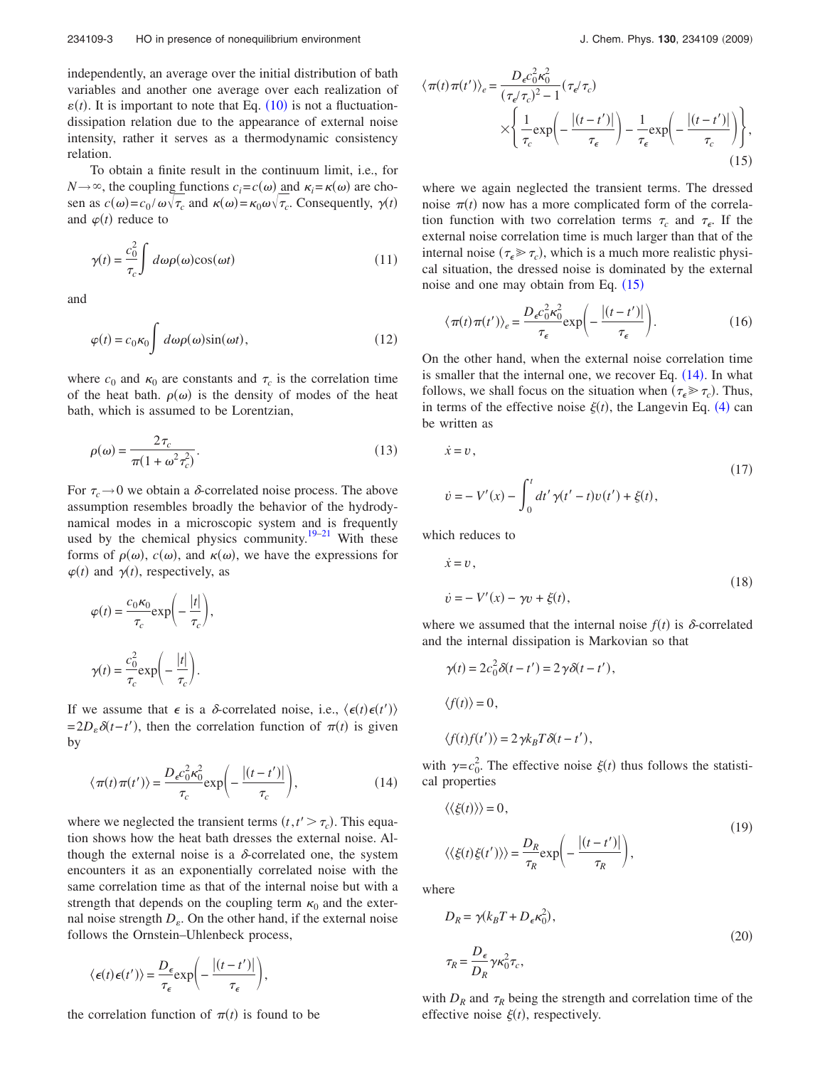independently, an average over the initial distribution of bath variables and another one average over each realization of $\varepsilon(t)$. It is important to note that Eq. (10) is not a fluctuation-dissipation relation due to the appearance of external noise intensity, rather it serves as a thermodynamic consistency relation.

To obtain a finite result in the continuum limit, i.e., for $N\to\infty$, the coupling functions $c_i=c(\omega)$ and $\kappa_i=\kappa(\omega)$ are chosen as $c(\omega)=c_0/\omega\sqrt{\tau_c}$ and $\kappa(\omega)=\kappa_0\omega\sqrt{\tau_c}$. Consequently, $\gamma(t)$ and $\varphi(t)$ reduce to

$$
\gamma(t)=\frac{c_0^2}{\tau_c}\int d\omega\rho(\omega)\cos(\omega t) \tag{11}
$$

and

$$
\varphi(t)=c_0\kappa_0\int d\omega\rho(\omega)\sin(\omega t), \tag{12}
$$

where $c_0$ and $\kappa_0$ are constants and $\tau_c$ is the correlation time of the heat bath. $\rho(\omega)$ is the density of modes of the heat bath, which is assumed to be Lorentzian,

$$
\rho(\omega)=\frac{2\tau_c}{\pi(1+\omega^2\tau_c^2)}. \tag{13}
$$

For $\tau_c\to 0$ we obtain a $\delta$-correlated noise process. The above assumption resembles broadly the behavior of the hydrodynamical modes in a microscopic system and is frequently used by the chemical physics community.[19–21] With these forms of $\rho(\omega)$, $c(\omega)$, and $\kappa(\omega)$, we have the expressions for $\varphi(t)$ and $\gamma(t)$, respectively, as

$$
\varphi(t)=\frac{c_0\kappa_0}{\tau_c}\exp\left(-\frac{|t|}{\tau_c}\right),
$$

$$
\gamma(t)=\frac{c_0^2}{\tau_c}\exp\left(-\frac{|t|}{\tau_c}\right).
$$

If we assume that $\epsilon$ is a $\delta$-correlated noise, i.e., $\langle\epsilon(t)\epsilon(t')\rangle=2D_\varepsilon\delta(t-t')$, then the correlation function of $\pi(t)$ is given by

$$
\langle\pi(t)\pi(t')\rangle=\frac{D_\epsilon c_0^2\kappa_0^2}{\tau_c}\exp\left(-\frac{|(t-t')|}{\tau_c}\right), \tag{14}
$$

where we neglected the transient terms $(t,t'>\tau_c)$. This equation shows how the heat bath dresses the external noise. Although the external noise is a $\delta$-correlated one, the system encounters it as an exponentially correlated noise with the same correlation time as that of the internal noise but with a strength that depends on the coupling term $\kappa_0$ and the external noise strength $D_\epsilon$. On the other hand, if the external noise follows the Ornstein–Uhlenbeck process,

$$
\langle\epsilon(t)\epsilon(t')\rangle=\frac{D_\epsilon}{\tau_\epsilon}\exp\left(-\frac{|(t-t')|}{\tau_\epsilon}\right),
$$

the correlation function of $\pi(t)$ is found to be

$$
\langle\pi(t)\pi(t')\rangle_e=\frac{D_\epsilon c_0^2\kappa_0^2}{(\tau_\epsilon/\tau_c)^2-1}(\tau_\epsilon/\tau_c)\times\left\{\frac{1}{\tau_c}\exp\left(-\frac{|(t-t')|}{\tau_\epsilon}\right)-\frac{1}{\tau_\epsilon}\exp\left(-\frac{|(t-t')|}{\tau_c}\right)\right\}, \tag{15}
$$

where we again neglected the transient terms. The dressed noise $\pi(t)$ now has a more complicated form of the correlation function with two correlation terms $\tau_c$ and $\tau_\epsilon$. If the external noise correlation time is much larger than that of the internal noise $(\tau_\epsilon\gg\tau_c)$, which is a much more realistic physical situation, the dressed noise is dominated by the external noise and one may obtain from Eq. (15)

$$
\langle\pi(t)\pi(t')\rangle_e=\frac{D_\epsilon c_0^2\kappa_0^2}{\tau_\epsilon}\exp\left(-\frac{|(t-t')|}{\tau_\epsilon}\right). \tag{16}
$$

On the other hand, when the external noise correlation time is smaller that the internal one, we recover Eq. (14). In what follows, we shall focus on the situation when $(\tau_\epsilon\gg\tau_c)$. Thus, in terms of the effective noise $\xi(t)$, the Langevin Eq. (4) can be written as

$$
\begin{aligned}
\dot{x}&=v,\\
\dot{v}&=-V'(x)-\int_0^t dt'\,\gamma(t'-t)v(t')+\xi(t),
\end{aligned} \tag{17}
$$

which reduces to

$$
\begin{aligned}
\dot{x}&=v,\\
\dot{v}&=-V'(x)-\gamma v+\xi(t),
\end{aligned} \tag{18}
$$

where we assumed that the internal noise $f(t)$ is $\delta$-correlated and the internal dissipation is Markovian so that

$$
\gamma(t)=2c_0^2\delta(t-t')=2\gamma\delta(t-t'),
$$

$$
\langle f(t)\rangle=0,
$$

$$
\langle f(t)f(t')\rangle=2\gamma k_BT\delta(t-t'),
$$

with $\gamma=c_0^2$. The effective noise $\xi(t)$ thus follows the statistical properties

$$
\begin{aligned}
&\langle\langle\xi(t)\rangle\rangle=0,\\
&\langle\langle\xi(t)\xi(t')\rangle\rangle=\frac{D_R}{\tau_R}\exp\left(-\frac{|(t-t')|}{\tau_R}\right),
\end{aligned} \tag{19}
$$

where

$$
\begin{aligned}
D_R&=\gamma(k_BT+D_\epsilon\kappa_0^2),\\
\tau_R&=\frac{D_\epsilon}{D_R}\gamma\kappa_0^2\tau_c,
\end{aligned} \tag{20}
$$

with $D_R$ and $\tau_R$ being the strength and correlation time of the effective noise $\xi(t)$, respectively.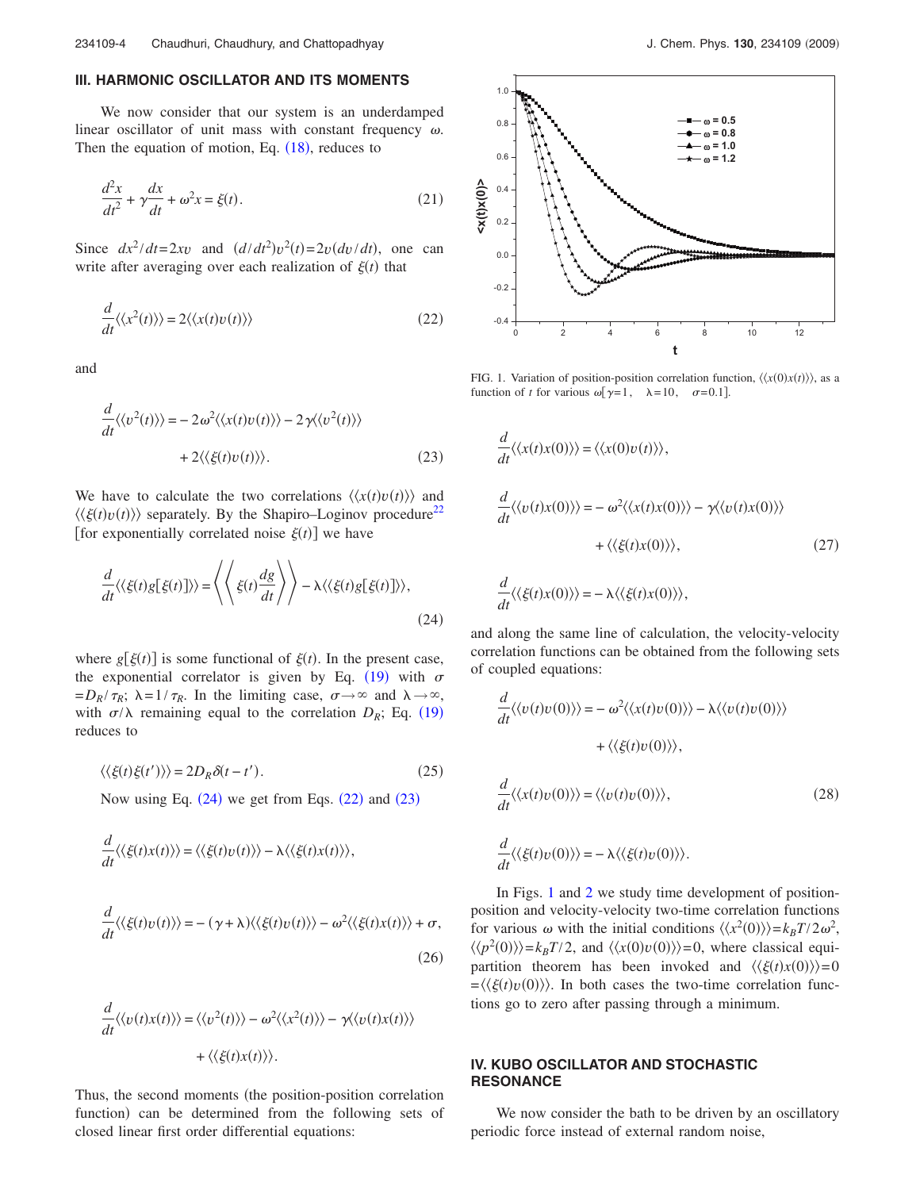## III. HARMONIC OSCILLATOR AND ITS MOMENTS

We now consider that our system is an underdamped linear oscillator of unit mass with constant frequency $\omega$. Then the equation of motion, Eq. (18), reduces to

$$\frac{d^2x}{dt^2} + \gamma\frac{dx}{dt} + \omega^2 x = \xi(t). \tag{21}$$

Since $dx^2/dt = 2xv$ and $(d/dt^2)v^2(t) = 2v(dv/dt)$, one can write after averaging over each realization of $\xi(t)$ that

$$\frac{d}{dt}\langle\langle x^2(t)\rangle\rangle = 2\langle\langle x(t)v(t)\rangle\rangle \tag{22}$$

and

$$\frac{d}{dt}\langle\langle v^2(t)\rangle\rangle = -2\omega^2\langle\langle x(t)v(t)\rangle\rangle - 2\gamma\langle\langle v^2(t)\rangle\rangle + 2\langle\langle \xi(t)v(t)\rangle\rangle. \tag{23}$$

We have to calculate the two correlations $\langle\langle x(t)v(t)\rangle\rangle$ and $\langle\langle \xi(t)v(t)\rangle\rangle$ separately. By the Shapiro–Loginov procedure[22] [for exponentially correlated noise $\xi(t)$] we have

$$\frac{d}{dt}\langle\langle \xi(t)g[\xi(t)]\rangle\rangle = \left\langle\left\langle \xi(t)\frac{dg}{dt}\right\rangle\right\rangle - \lambda\langle\langle \xi(t)g[\xi(t)]\rangle\rangle, \tag{24}$$

where $g[\xi(t)]$ is some functional of $\xi(t)$. In the present case, the exponential correlator is given by Eq. (19) with $\sigma = D_R/\tau_R$; $\lambda = 1/\tau_R$. In the limiting case, $\sigma \to \infty$ and $\lambda \to \infty$, with $\sigma/\lambda$ remaining equal to the correlation $D_R$; Eq. (19) reduces to

$$\langle\langle \xi(t)\xi(t')\rangle\rangle = 2D_R\delta(t-t'). \tag{25}$$

Now using Eq. (24) we get from Eqs. (22) and (23)

$$\frac{d}{dt}\langle\langle \xi(t)x(t)\rangle\rangle = \langle\langle \xi(t)v(t)\rangle\rangle - \lambda\langle\langle \xi(t)x(t)\rangle\rangle,$$

$$\frac{d}{dt}\langle\langle \xi(t)v(t)\rangle\rangle = -(\gamma+\lambda)\langle\langle \xi(t)v(t)\rangle\rangle - \omega^2\langle\langle \xi(t)x(t)\rangle\rangle + \sigma, \tag{26}$$

$$\frac{d}{dt}\langle\langle v(t)x(t)\rangle\rangle = \langle\langle v^2(t)\rangle\rangle - \omega^2\langle\langle x^2(t)\rangle\rangle - \gamma\langle\langle v(t)x(t)\rangle\rangle + \langle\langle \xi(t)x(t)\rangle\rangle.$$

Thus, the second moments (the position-position correlation function) can be determined from the following sets of closed linear first order differential equations:

FIG. 1. Variation of position-position correlation function, $\langle\langle x(0)x(t)\rangle\rangle$, as a function of $t$ for various $\omega$ [$\gamma=1$, $\lambda=10$, $\sigma=0.1$].

$$\frac{d}{dt}\langle\langle x(t)x(0)\rangle\rangle = \langle\langle x(0)v(t)\rangle\rangle,$$

$$\frac{d}{dt}\langle\langle v(t)x(0)\rangle\rangle = -\omega^2\langle\langle x(t)x(0)\rangle\rangle - \gamma\langle\langle v(t)x(0)\rangle\rangle + \langle\langle \xi(t)x(0)\rangle\rangle, \tag{27}$$

$$\frac{d}{dt}\langle\langle \xi(t)x(0)\rangle\rangle = -\lambda\langle\langle \xi(t)x(0)\rangle\rangle,$$

and along the same line of calculation, the velocity-velocity correlation functions can be obtained from the following sets of coupled equations:

$$\frac{d}{dt}\langle\langle v(t)v(0)\rangle\rangle = -\omega^2\langle\langle x(t)v(0)\rangle\rangle - \lambda\langle\langle v(t)v(0)\rangle\rangle + \langle\langle \xi(t)v(0)\rangle\rangle,$$

$$\frac{d}{dt}\langle\langle x(t)v(0)\rangle\rangle = \langle\langle v(t)v(0)\rangle\rangle, \tag{28}$$

$$\frac{d}{dt}\langle\langle \xi(t)v(0)\rangle\rangle = -\lambda\langle\langle \xi(t)v(0)\rangle\rangle.$$

In Figs. 1 and 2 we study time development of position-position and velocity-velocity two-time correlation functions for various $\omega$ with the initial conditions $\langle\langle x^2(0)\rangle\rangle = k_BT/2\omega^2$, $\langle\langle p^2(0)\rangle\rangle = k_BT/2$, and $\langle\langle x(0)v(0)\rangle\rangle = 0$, where classical equipartition theorem has been invoked and $\langle\langle \xi(t)x(0)\rangle\rangle = 0 = \langle\langle \xi(t)v(0)\rangle\rangle$. In both cases the two-time correlation functions go to zero after passing through a minimum.

## IV. KUBO OSCILLATOR AND STOCHASTIC RESONANCE

We now consider the bath to be driven by an oscillatory periodic force instead of external random noise,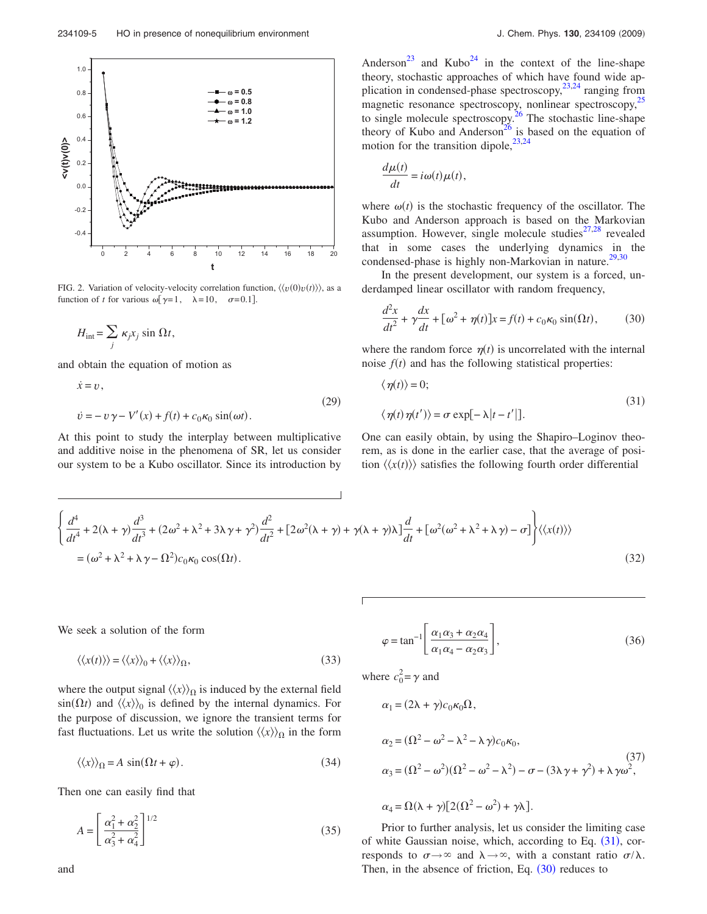FIG. 2. Variation of velocity-velocity correlation function, $\langle\langle v(0)v(t)\rangle\rangle$, as a function of $t$ for various $\omega$ [$\gamma=1$, $\lambda=10$, $\sigma=0.1$].

$$H_{\text{int}} = \sum_j \kappa_j x_j \sin \Omega t,$$

and obtain the equation of motion as

$$\dot{x} = v,$$
$$\dot{v} = -v\gamma - V'(x) + f(t) + c_0\kappa_0 \sin(\omega t). \tag{29}$$

At this point to study the interplay between multiplicative and additive noise in the phenomena of SR, let us consider our system to be a Kubo oscillator. Since its introduction by Anderson[23] and Kubo[24] in the context of the line-shape theory, stochastic approaches of which have found wide application in condensed-phase spectroscopy,[23,24] ranging from magnetic resonance spectroscopy, nonlinear spectroscopy,[25] to single molecule spectroscopy.[26] The stochastic line-shape theory of Kubo and Anderson[26] is based on the equation of motion for the transition dipole,[23,24]

$$\frac{d\mu(t)}{dt} = i\omega(t)\mu(t),$$

where $\omega(t)$ is the stochastic frequency of the oscillator. The Kubo and Anderson approach is based on the Markovian assumption. However, single molecule studies[27,28] revealed that in some cases the underlying dynamics in the condensed-phase is highly non-Markovian in nature.[29,30]

In the present development, our system is a forced, underdamped linear oscillator with random frequency,

$$\frac{d^2x}{dt^2} + \gamma\frac{dx}{dt} + [\omega^2 + \eta(t)]x = f(t) + c_0\kappa_0 \sin(\Omega t), \tag{30}$$

where the random force $\eta(t)$ is uncorrelated with the internal noise $f(t)$ and has the following statistical properties:

$$\langle \eta(t)\rangle = 0;$$
$$\langle \eta(t)\eta(t')\rangle = \sigma \exp[-\lambda|t-t'|]. \tag{31}$$

One can easily obtain, by using the Shapiro–Loginov theorem, as is done in the earlier case, that the average of position $\langle\langle x(t)\rangle\rangle$ satisfies the following fourth order differential

$$\left\{\frac{d^4}{dt^4} + 2(\lambda+\gamma)\frac{d^3}{dt^3} + (2\omega^2 + \lambda^2 + 3\lambda\gamma + \gamma^2)\frac{d^2}{dt^2} + [2\omega^2(\lambda+\gamma) + \gamma(\lambda+\gamma)\lambda]\frac{d}{dt} + [\omega^2(\omega^2+\lambda^2+\lambda\gamma) - \sigma]\right\}\langle\langle x(t)\rangle\rangle$$
$$= (\omega^2 + \lambda^2 + \lambda\gamma - \Omega^2)c_0\kappa_0 \cos(\Omega t). \tag{32}$$

We seek a solution of the form

$$\langle\langle x(t)\rangle\rangle = \langle\langle x\rangle\rangle_0 + \langle\langle x\rangle\rangle_\Omega, \tag{33}$$

where the output signal $\langle\langle x\rangle\rangle_\Omega$ is induced by the external field $\sin(\Omega t)$ and $\langle\langle x\rangle\rangle_0$ is defined by the internal dynamics. For the purpose of discussion, we ignore the transient terms for fast fluctuations. Let us write the solution $\langle\langle x\rangle\rangle_\Omega$ in the form

$$\langle\langle x\rangle\rangle_\Omega = A \sin(\Omega t + \varphi). \tag{34}$$

Then one can easily find that

$$A = \left[\frac{\alpha_1^2 + \alpha_2^2}{\alpha_3^2 + \alpha_4^2}\right]^{1/2} \tag{35}$$

and

$$\varphi = \tan^{-1}\left[\frac{\alpha_1\alpha_3 + \alpha_2\alpha_4}{\alpha_1\alpha_4 - \alpha_2\alpha_3}\right], \tag{36}$$

where $c_0^2 = \gamma$ and

$$\alpha_1 = (2\lambda + \gamma)c_0\kappa_0\Omega,$$

$$\alpha_2 = (\Omega^2 - \omega^2 - \lambda^2 - \lambda\gamma)c_0\kappa_0,$$

$$\alpha_3 = (\Omega^2 - \omega^2)(\Omega^2 - \omega^2 - \lambda^2) - \sigma - (3\lambda\gamma + \gamma^2) + \lambda\gamma\omega^2, \tag{37}$$

$$\alpha_4 = \Omega(\lambda + \gamma)[2(\Omega^2 - \omega^2) + \gamma\lambda].$$

Prior to further analysis, let us consider the limiting case of white Gaussian noise, which, according to Eq. (31), corresponds to $\sigma \to \infty$ and $\lambda \to \infty$, with a constant ratio $\sigma/\lambda$. Then, in the absence of friction, Eq. (30) reduces to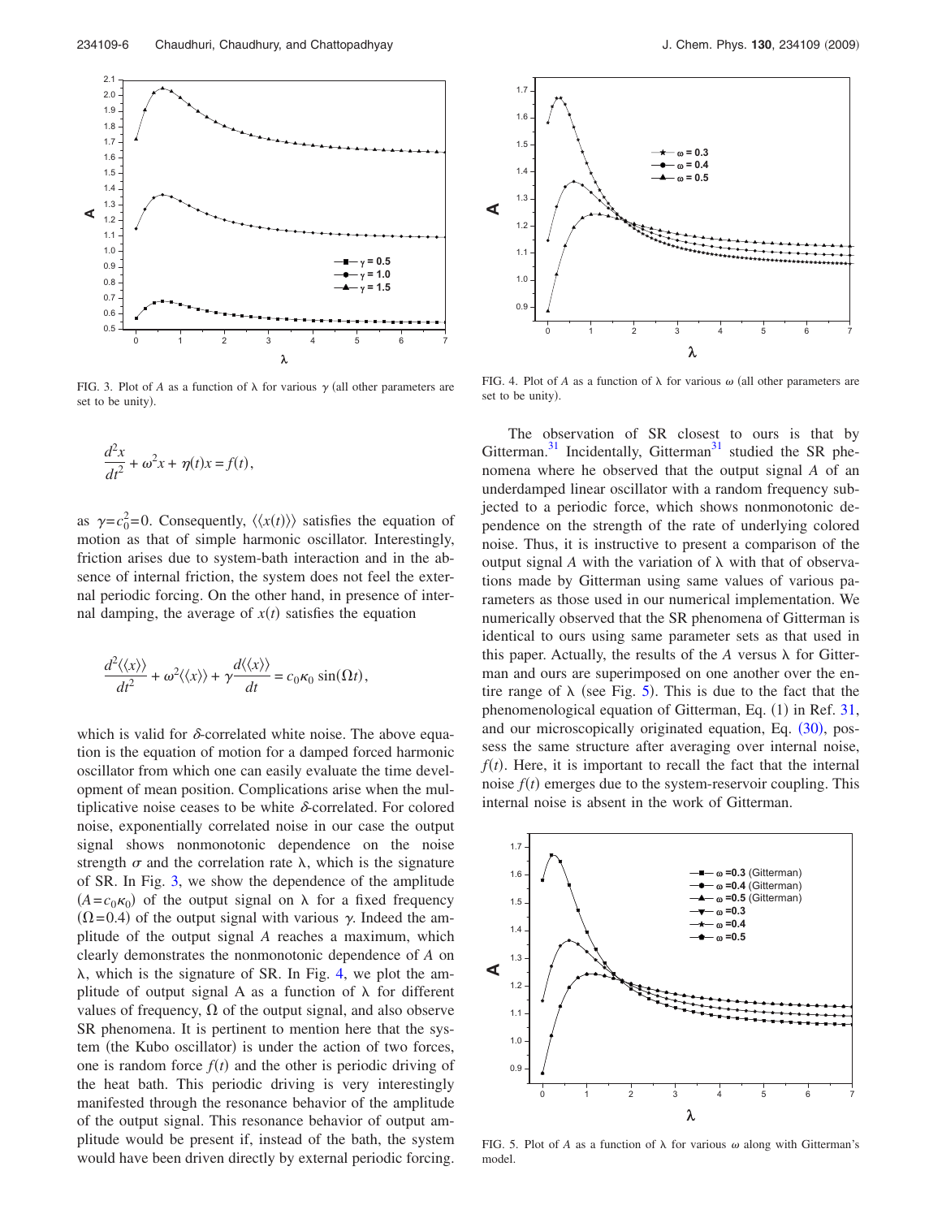FIG. 3. Plot of $A$ as a function of $\lambda$ for various $\gamma$ (all other parameters are set to be unity).

$$\frac{d^2x}{dt^2} + \omega^2 x + \eta(t)x = f(t),$$

as $\gamma = c_0^2 = 0$. Consequently, $\langle\langle x(t)\rangle\rangle$ satisfies the equation of motion as that of simple harmonic oscillator. Interestingly, friction arises due to system-bath interaction and in the absence of internal friction, the system does not feel the external periodic forcing. On the other hand, in presence of internal damping, the average of $x(t)$ satisfies the equation

$$\frac{d^2\langle\langle x\rangle\rangle}{dt^2} + \omega^2\langle\langle x\rangle\rangle + \gamma\frac{d\langle\langle x\rangle\rangle}{dt} = c_0\kappa_0 \sin(\Omega t),$$

which is valid for $\delta$-correlated white noise. The above equation is the equation of motion for a damped forced harmonic oscillator from which one can easily evaluate the time development of mean position. Complications arise when the multiplicative noise ceases to be white $\delta$-correlated. For colored noise, exponentially correlated noise in our case the output signal shows nonmonotonic dependence on the noise strength $\sigma$ and the correlation rate $\lambda$, which is the signature of SR. In Fig. 3, we show the dependence of the amplitude ($A = c_0\kappa_0$) of the output signal on $\lambda$ for a fixed frequency ($\Omega = 0.4$) of the output signal with various $\gamma$. Indeed the amplitude of the output signal $A$ reaches a maximum, which clearly demonstrates the nonmonotonic dependence of $A$ on $\lambda$, which is the signature of SR. In Fig. 4, we plot the amplitude of output signal A as a function of $\lambda$ for different values of frequency, $\Omega$ of the output signal, and also observe SR phenomena. It is pertinent to mention here that the system (the Kubo oscillator) is under the action of two forces, one is random force $f(t)$ and the other is periodic driving of the heat bath. This periodic driving is very interestingly manifested through the resonance behavior of the amplitude of the output signal. This resonance behavior of output amplitude would be present if, instead of the bath, the system would have been driven directly by external periodic forcing.

FIG. 4. Plot of $A$ as a function of $\lambda$ for various $\omega$ (all other parameters are set to be unity).

The observation of SR closest to ours is that by Gitterman.[31] Incidentally, Gitterman[31] studied the SR phenomena where he observed that the output signal $A$ of an underdamped linear oscillator with a random frequency subjected to a periodic force, which shows nonmonotonic dependence on the strength of the rate of underlying colored noise. Thus, it is instructive to present a comparison of the output signal $A$ with the variation of $\lambda$ with that of observations made by Gitterman using same values of various parameters as those used in our numerical implementation. We numerically observed that the SR phenomena of Gitterman is identical to ours using same parameter sets as that used in this paper. Actually, the results of the $A$ versus $\lambda$ for Gitterman and ours are superimposed on one another over the entire range of $\lambda$ (see Fig. 5). This is due to the fact that the phenomenological equation of Gitterman, Eq. (1) in Ref. 31, and our microscopically originated equation, Eq. (30), possess the same structure after averaging over internal noise, $f(t)$. Here, it is important to recall the fact that the internal noise $f(t)$ emerges due to the system-reservoir coupling. This internal noise is absent in the work of Gitterman.

FIG. 5. Plot of $A$ as a function of $\lambda$ for various $\omega$ along with Gitterman's model.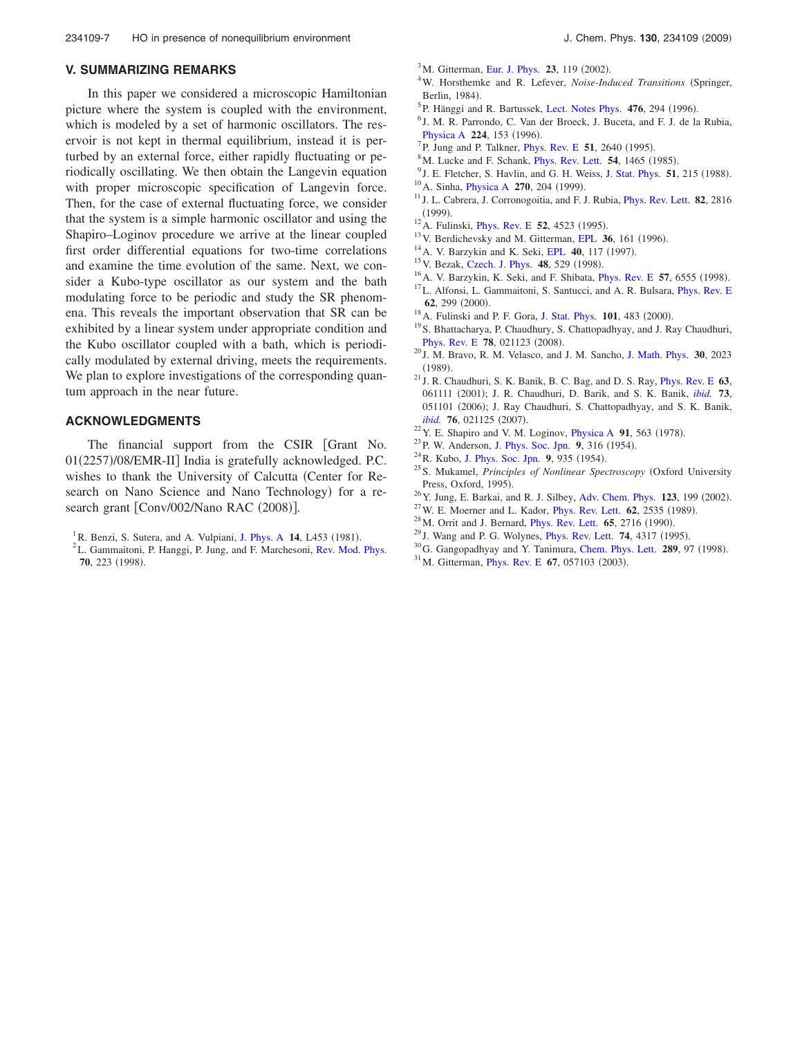## V. SUMMARIZING REMARKS

In this paper we considered a microscopic Hamiltonian picture where the system is coupled with the environment, which is modeled by a set of harmonic oscillators. The reservoir is not kept in thermal equilibrium, instead it is perturbed by an external force, either rapidly fluctuating or periodically oscillating. We then obtain the Langevin equation with proper microscopic specification of Langevin force. Then, for the case of external fluctuating force, we consider that the system is a simple harmonic oscillator and using the Shapiro–Loginov procedure we arrive at the linear coupled first order differential equations for two-time correlations and examine the time evolution of the same. Next, we consider a Kubo-type oscillator as our system and the bath modulating force to be periodic and study the SR phenomena. This reveals the important observation that SR can be exhibited by a linear system under appropriate condition and the Kubo oscillator coupled with a bath, which is periodically modulated by external driving, meets the requirements. We plan to explore investigations of the corresponding quantum approach in the near future.

## ACKNOWLEDGMENTS

The financial support from the CSIR [Grant No. 01(2257)/08/EMR-II] India is gratefully acknowledged. P.C. wishes to thank the University of Calcutta (Center for Research on Nano Science and Nano Technology) for a research grant [Conv/002/Nano RAC (2008)].

[1] R. Benzi, S. Sutera, and A. Vulpiani, J. Phys. A **14**, L453 (1981).
[2] L. Gammaitoni, P. Hanggi, P. Jung, and F. Marchesoni, Rev. Mod. Phys. **70**, 223 (1998).
[3] M. Gitterman, Eur. J. Phys. **23**, 119 (2002).
[4] W. Horsthemke and R. Lefever, *Noise-Induced Transitions* (Springer, Berlin, 1984).
[5] P. Hänggi and R. Bartussek, Lect. Notes Phys. **476**, 294 (1996).
[6] J. M. R. Parrondo, C. Van der Broeck, J. Buceta, and F. J. de la Rubia, Physica A **224**, 153 (1996).
[7] P. Jung and P. Talkner, Phys. Rev. E **51**, 2640 (1995).
[8] M. Lucke and F. Schank, Phys. Rev. Lett. **54**, 1465 (1985).
[9] J. E. Fletcher, S. Havlin, and G. H. Weiss, J. Stat. Phys. **51**, 215 (1988).
[10] A. Sinha, Physica A **270**, 204 (1999).
[11] J. L. Cabrera, J. Corronogoitia, and F. J. Rubia, Phys. Rev. Lett. **82**, 2816 (1999).
[12] A. Fulinski, Phys. Rev. E **52**, 4523 (1995).
[13] V. Berdichevsky and M. Gitterman, EPL **36**, 161 (1996).
[14] A. V. Barzykin and K. Seki, EPL **40**, 117 (1997).
[15] V. Bezak, Czech. J. Phys. **48**, 529 (1998).
[16] A. V. Barzykin, K. Seki, and F. Shibata, Phys. Rev. E **57**, 6555 (1998).
[17] L. Alfonsi, L. Gammaitoni, S. Santucci, and A. R. Bulsara, Phys. Rev. E **62**, 299 (2000).
[18] A. Fulinski and P. F. Gora, J. Stat. Phys. **101**, 483 (2000).
[19] S. Bhattacharya, P. Chaudhury, S. Chattopadhyay, and J. Ray Chaudhuri, Phys. Rev. E **78**, 021123 (2008).
[20] J. M. Bravo, R. M. Velasco, and J. M. Sancho, J. Math. Phys. **30**, 2023 (1989).
[21] J. R. Chaudhuri, S. K. Banik, B. C. Bag, and D. S. Ray, Phys. Rev. E **63**, 061111 (2001); J. R. Chaudhuri, D. Barik, and S. K. Banik, *ibid.* **73**, 051101 (2006); J. Ray Chaudhuri, S. Chattopadhyay, and S. K. Banik, *ibid.* **76**, 021125 (2007).
[22] Y. E. Shapiro and V. M. Loginov, Physica A **91**, 563 (1978).
[23] P. W. Anderson, J. Phys. Soc. Jpn. **9**, 316 (1954).
[24] R. Kubo, J. Phys. Soc. Jpn. **9**, 935 (1954).
[25] S. Mukamel, *Principles of Nonlinear Spectroscopy* (Oxford University Press, Oxford, 1995).
[26] Y. Jung, E. Barkai, and R. J. Silbey, Adv. Chem. Phys. **123**, 199 (2002).
[27] W. E. Moerner and L. Kador, Phys. Rev. Lett. **62**, 2535 (1989).
[28] M. Orrit and J. Bernard, Phys. Rev. Lett. **65**, 2716 (1990).
[29] J. Wang and P. G. Wolynes, Phys. Rev. Lett. **74**, 4317 (1995).
[30] G. Gangopadhyay and Y. Tanimura, Chem. Phys. Lett. **289**, 97 (1998).
[31] M. Gitterman, Phys. Rev. E **67**, 057103 (2003).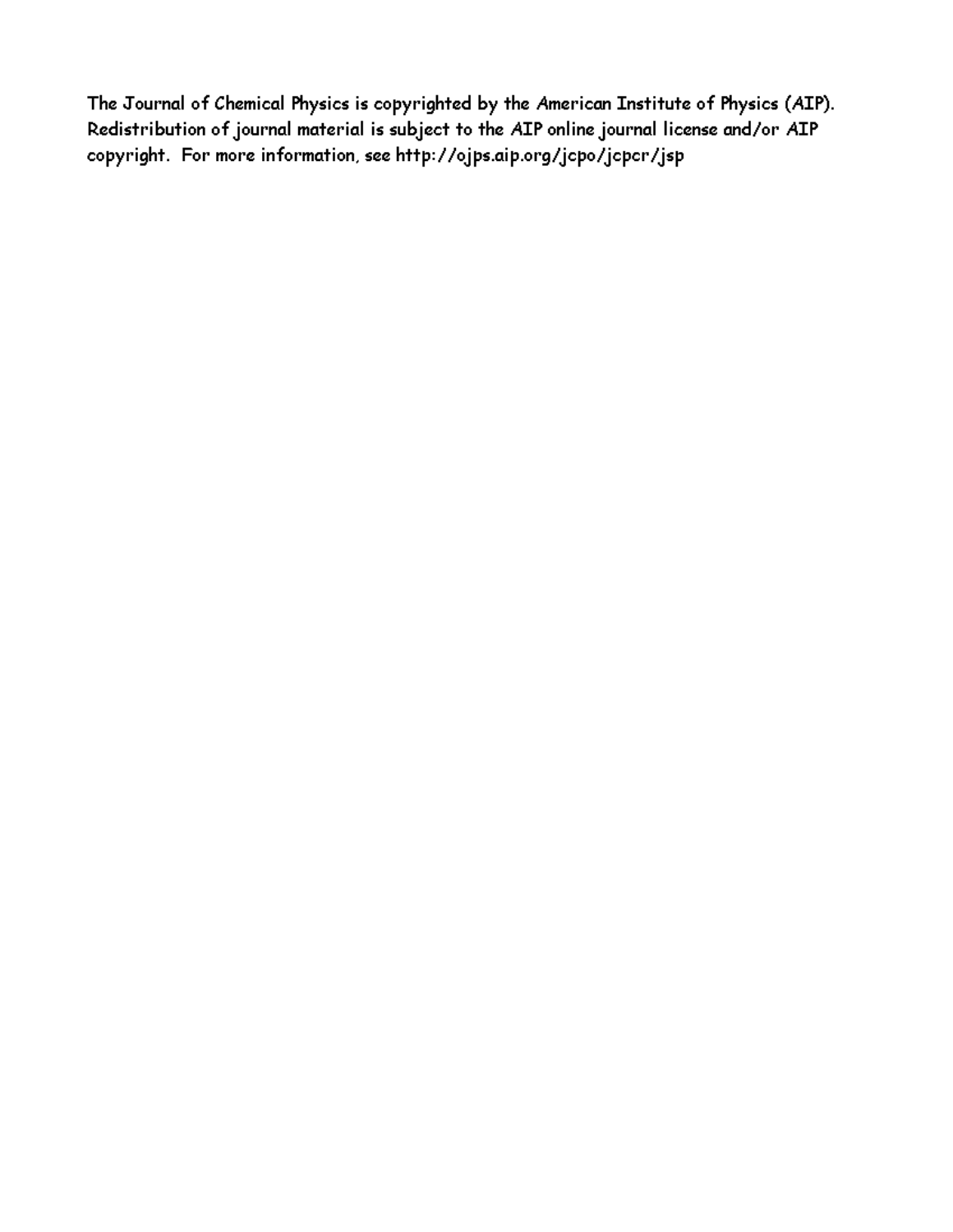The Journal of Chemical Physics is copyrighted by the American Institute of Physics (AIP). Redistribution of journal material is subject to the AIP online journal license and/or AIP copyright. For more information, see http://ojps.aip.org/jcpo/jcpcr/jsp